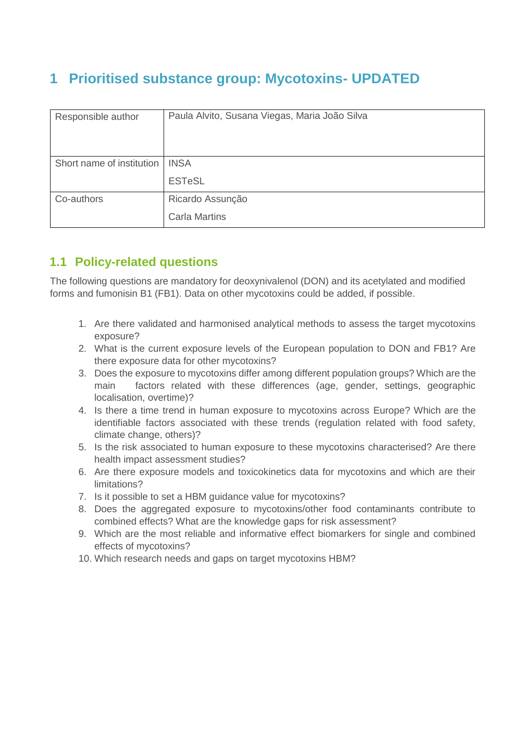# 1 Prioritised substance group: Mycotoxins- UPDATED

| Responsible author | Paula Alvito, Susana Viegas, Maria João Silva |
|---|---|
| Short name of institution | INSA<br>ESTeSL |
| Co-authors | Ricardo Assunção<br>Carla Martins |

## 1.1 Policy-related questions

The following questions are mandatory for deoxynivalenol (DON) and its acetylated and modified forms and fumonisin B1 (FB1). Data on other mycotoxins could be added, if possible.

1. Are there validated and harmonised analytical methods to assess the target mycotoxins exposure?
2. What is the current exposure levels of the European population to DON and FB1? Are there exposure data for other mycotoxins?
3. Does the exposure to mycotoxins differ among different population groups? Which are the main factors related with these differences (age, gender, settings, geographic localisation, overtime)?
4. Is there a time trend in human exposure to mycotoxins across Europe? Which are the identifiable factors associated with these trends (regulation related with food safety, climate change, others)?
5. Is the risk associated to human exposure to these mycotoxins characterised? Are there health impact assessment studies?
6. Are there exposure models and toxicokinetics data for mycotoxins and which are their limitations?
7. Is it possible to set a HBM guidance value for mycotoxins?
8. Does the aggregated exposure to mycotoxins/other food contaminants contribute to combined effects? What are the knowledge gaps for risk assessment?
9. Which are the most reliable and informative effect biomarkers for single and combined effects of mycotoxins?
10. Which research needs and gaps on target mycotoxins HBM?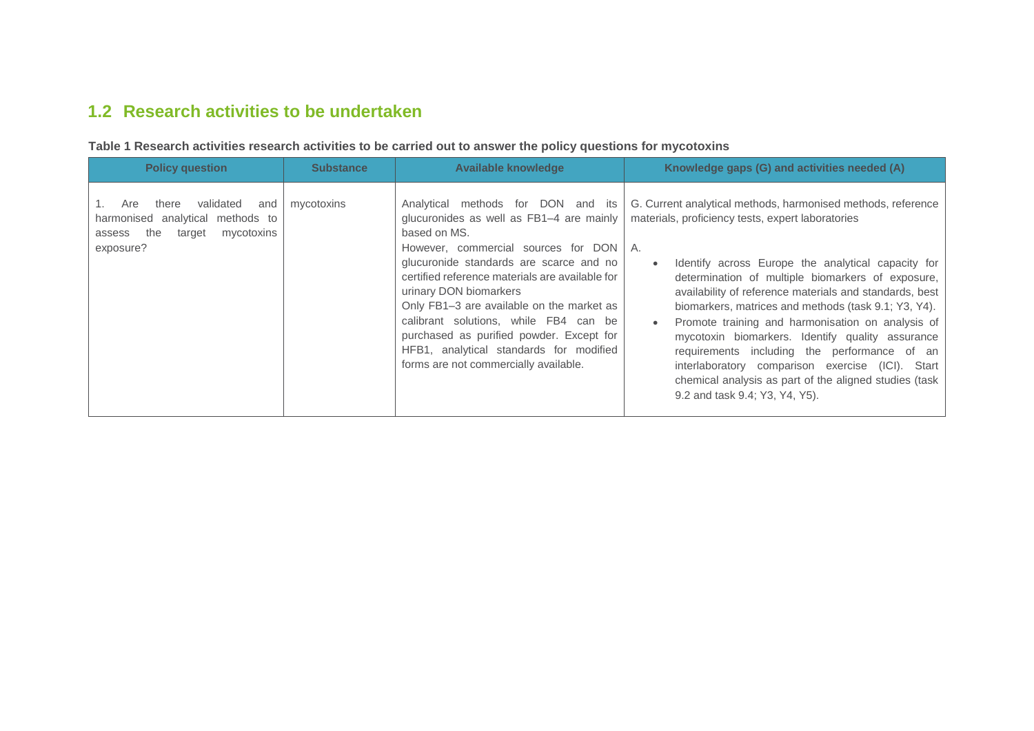## 1.2 Research activities to be undertaken

**Table 1 Research activities research activities to be carried out to answer the policy questions for mycotoxins**

| Policy question | Substance | Available knowledge | Knowledge gaps (G) and activities needed (A) |
|---|---|---|---|
| 1. Are there validated and harmonised analytical methods to assess the target mycotoxins exposure? | mycotoxins | Analytical methods for DON and its glucuronides as well as FB1–4 are mainly based on MS.<br>However, commercial sources for DON glucuronide standards are scarce and no certified reference materials are available for urinary DON biomarkers<br>Only FB1–3 are available on the market as calibrant solutions, while FB4 can be purchased as purified powder. Except for HFB1, analytical standards for modified forms are not commercially available. | G. Current analytical methods, harmonised methods, reference materials, proficiency tests, expert laboratories<br><br>A.<br>• Identify across Europe the analytical capacity for determination of multiple biomarkers of exposure, availability of reference materials and standards, best biomarkers, matrices and methods (task 9.1; Y3, Y4).<br>• Promote training and harmonisation on analysis of mycotoxin biomarkers. Identify quality assurance requirements including the performance of an interlaboratory comparison exercise (ICI). Start chemical analysis as part of the aligned studies (task 9.2 and task 9.4; Y3, Y4, Y5). |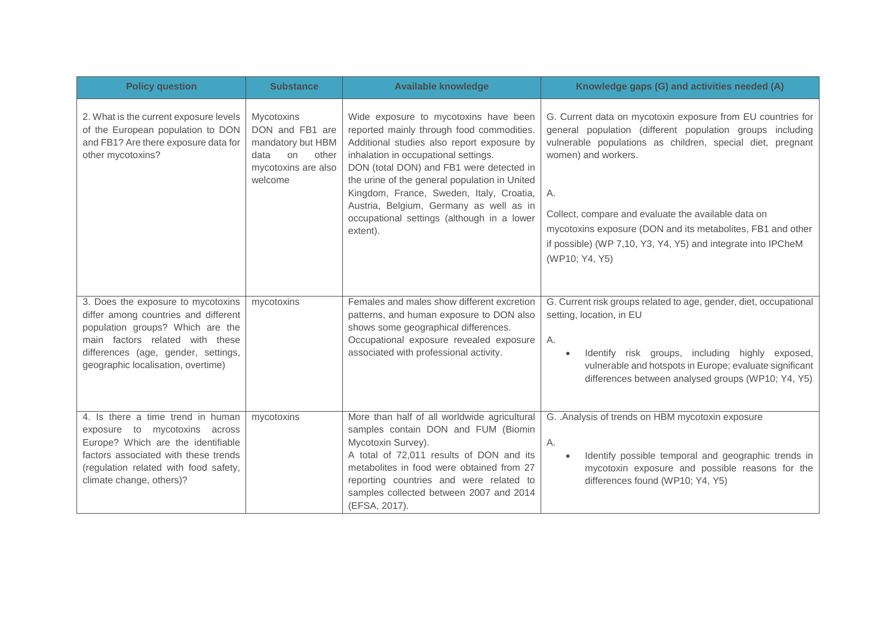| Policy question | Substance | Available knowledge | Knowledge gaps (G) and activities needed (A) |
|---|---|---|---|
| 2. What is the current exposure levels of the European population to DON and FB1? Are there exposure data for other mycotoxins? | Mycotoxins DON and FB1 are mandatory but HBM data on other mycotoxins are also welcome | Wide exposure to mycotoxins have been reported mainly through food commodities. Additional studies also report exposure by inhalation in occupational settings. DON (total DON) and FB1 were detected in the urine of the general population in United Kingdom, France, Sweden, Italy, Croatia, Austria, Belgium, Germany as well as in occupational settings (although in a lower extent). | G. Current data on mycotoxin exposure from EU countries for general population (different population groups including vulnerable populations as children, special diet, pregnant women) and workers.<br><br>A.<br><br>Collect, compare and evaluate the available data on mycotoxins exposure (DON and its metabolites, FB1 and other if possible) (WP 7,10, Y3, Y4, Y5) and integrate into IPCheM (WP10; Y4, Y5) |
| 3. Does the exposure to mycotoxins differ among countries and different population groups? Which are the main factors related with these differences (age, gender, settings, geographic localisation, overtime) | mycotoxins | Females and males show different excretion patterns, and human exposure to DON also shows some geographical differences. Occupational exposure revealed exposure associated with professional activity. | G. Current risk groups related to age, gender, diet, occupational setting, location, in EU<br><br>A.<br><br>• Identify risk groups, including highly exposed, vulnerable and hotspots in Europe; evaluate significant differences between analysed groups (WP10; Y4, Y5) |
| 4. Is there a time trend in human exposure to mycotoxins across Europe? Which are the identifiable factors associated with these trends (regulation related with food safety, climate change, others)? | mycotoxins | More than half of all worldwide agricultural samples contain DON and FUM (Biomin Mycotoxin Survey).<br>A total of 72,011 results of DON and its metabolites in food were obtained from 27 reporting countries and were related to samples collected between 2007 and 2014 (EFSA, 2017). | G. .Analysis of trends on HBM mycotoxin exposure<br><br>A.<br><br>• Identify possible temporal and geographic trends in mycotoxin exposure and possible reasons for the differences found (WP10; Y4, Y5) |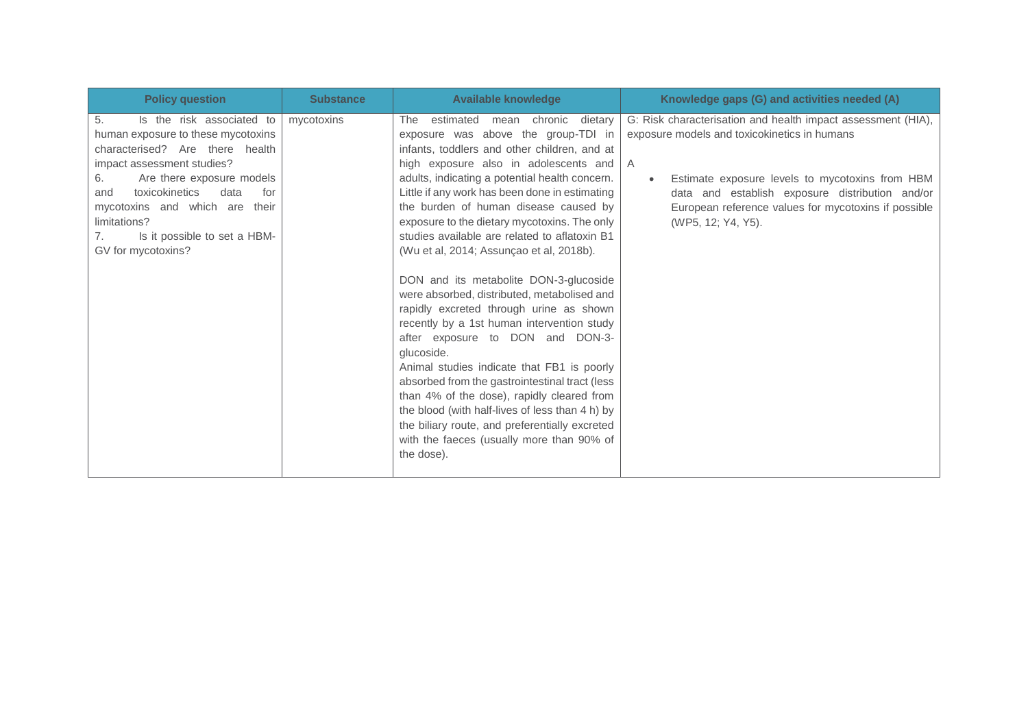| Policy question | Substance | Available knowledge | Knowledge gaps (G) and activities needed (A) |
|---|---|---|---|
| 5. Is the risk associated to human exposure to these mycotoxins characterised? Are there health impact assessment studies?<br>6. Are there exposure models and toxicokinetics data for mycotoxins and which are their limitations?<br>7. Is it possible to set a HBM-GV for mycotoxins? | mycotoxins | The estimated mean chronic dietary exposure was above the group-TDI in infants, toddlers and other children, and at high exposure also in adolescents and adults, indicating a potential health concern. Little if any work has been done in estimating the burden of human disease caused by exposure to the dietary mycotoxins. The only studies available are related to aflatoxin B1 (Wu et al, 2014; Assunçao et al, 2018b).<br><br>DON and its metabolite DON-3-glucoside were absorbed, distributed, metabolised and rapidly excreted through urine as shown recently by a 1st human intervention study after exposure to DON and DON-3-glucoside.<br>Animal studies indicate that FB1 is poorly absorbed from the gastrointestinal tract (less than 4% of the dose), rapidly cleared from the blood (with half-lives of less than 4 h) by the biliary route, and preferentially excreted with the faeces (usually more than 90% of the dose). | G: Risk characterisation and health impact assessment (HIA), exposure models and toxicokinetics in humans<br><br>A<br>• Estimate exposure levels to mycotoxins from HBM data and establish exposure distribution and/or European reference values for mycotoxins if possible (WP5, 12; Y4, Y5). |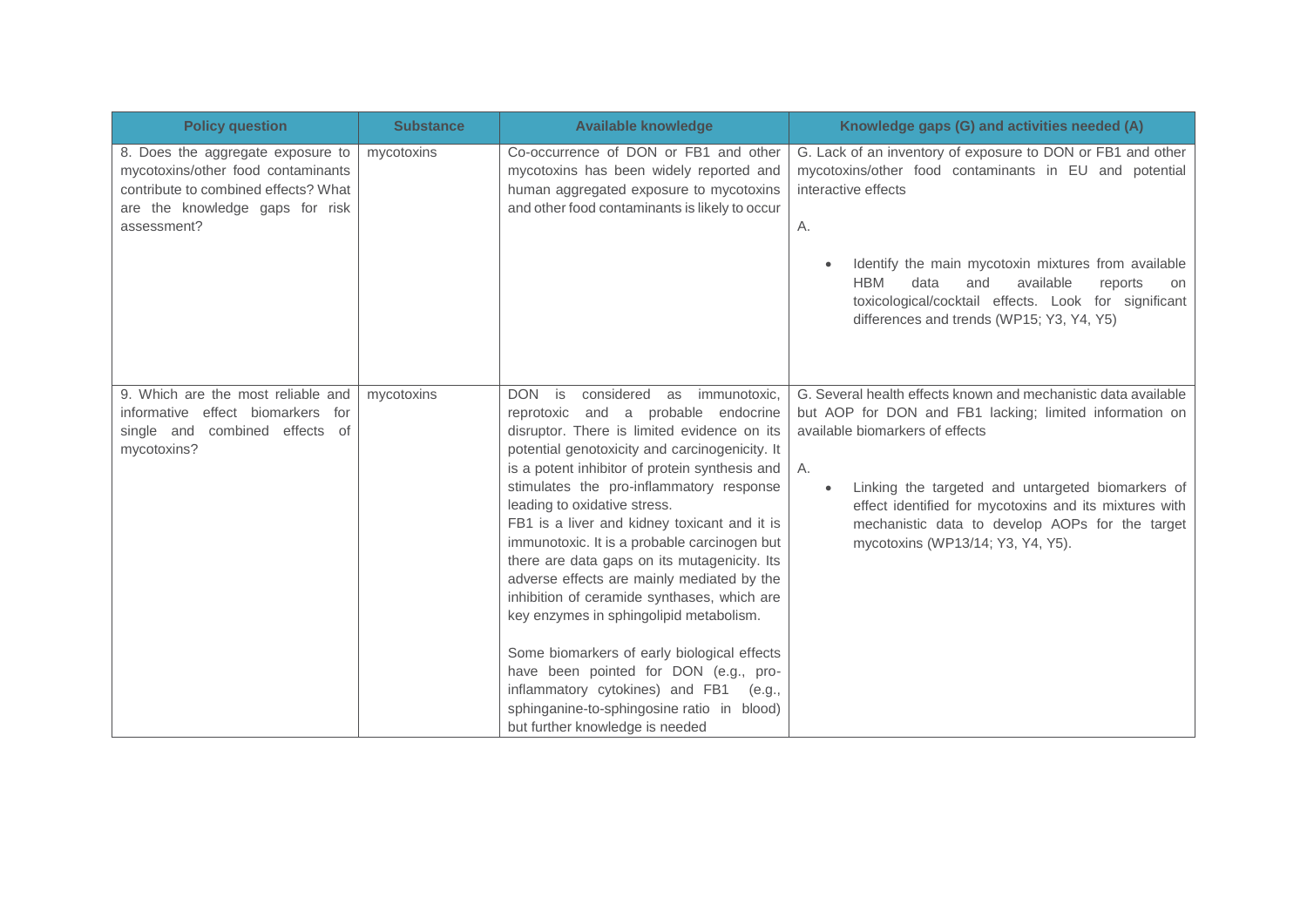| Policy question | Substance | Available knowledge | Knowledge gaps (G) and activities needed (A) |
|---|---|---|---|
| 8. Does the aggregate exposure to mycotoxins/other food contaminants contribute to combined effects? What are the knowledge gaps for risk assessment? | mycotoxins | Co-occurrence of DON or FB1 and other mycotoxins has been widely reported and human aggregated exposure to mycotoxins and other food contaminants is likely to occur | G. Lack of an inventory of exposure to DON or FB1 and other mycotoxins/other food contaminants in EU and potential interactive effects<br><br>A.<br><br>• Identify the main mycotoxin mixtures from available HBM data and available reports on toxicological/cocktail effects. Look for significant differences and trends (WP15; Y3, Y4, Y5) |
| 9. Which are the most reliable and informative effect biomarkers for single and combined effects of mycotoxins? | mycotoxins | DON is considered as immunotoxic, reprotoxic and a probable endocrine disruptor. There is limited evidence on its potential genotoxicity and carcinogenicity. It is a potent inhibitor of protein synthesis and stimulates the pro-inflammatory response leading to oxidative stress.<br>FB1 is a liver and kidney toxicant and it is immunotoxic. It is a probable carcinogen but there are data gaps on its mutagenicity. Its adverse effects are mainly mediated by the inhibition of ceramide synthases, which are key enzymes in sphingolipid metabolism.<br><br>Some biomarkers of early biological effects have been pointed for DON (e.g., pro-inflammatory cytokines) and FB1 (e.g., sphinganine-to-sphingosine ratio in blood) but further knowledge is needed | G. Several health effects known and mechanistic data available but AOP for DON and FB1 lacking; limited information on available biomarkers of effects<br><br>A.<br>• Linking the targeted and untargeted biomarkers of effect identified for mycotoxins and its mixtures with mechanistic data to develop AOPs for the target mycotoxins (WP13/14; Y3, Y4, Y5). |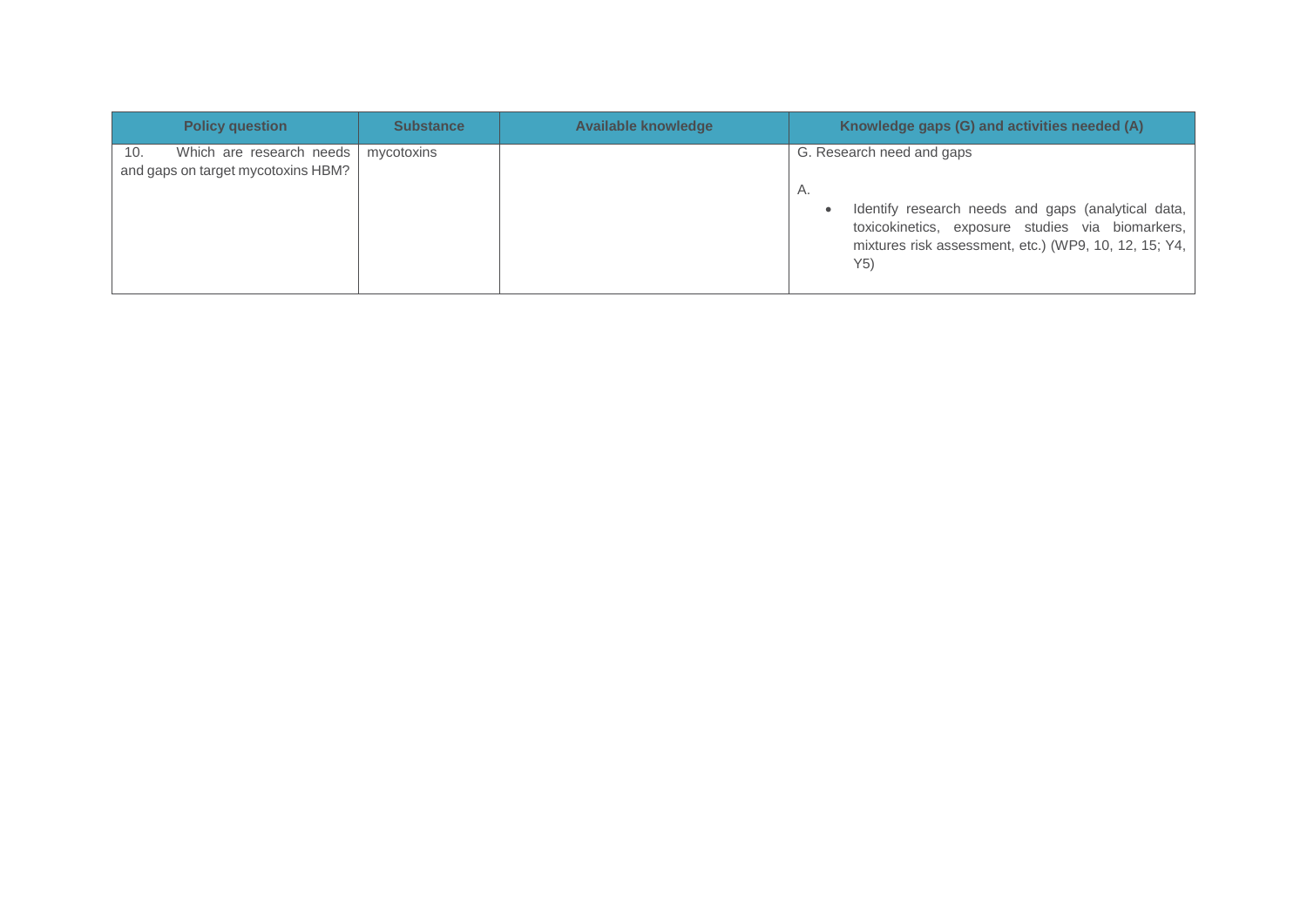| Policy question | Substance | Available knowledge | Knowledge gaps (G) and activities needed (A) |
|---|---|---|---|
| 10. Which are research needs and gaps on target mycotoxins HBM? | mycotoxins | | G. Research need and gaps<br><br>A.<br>• Identify research needs and gaps (analytical data, toxicokinetics, exposure studies via biomarkers, mixtures risk assessment, etc.) (WP9, 10, 12, 15; Y4, Y5) |